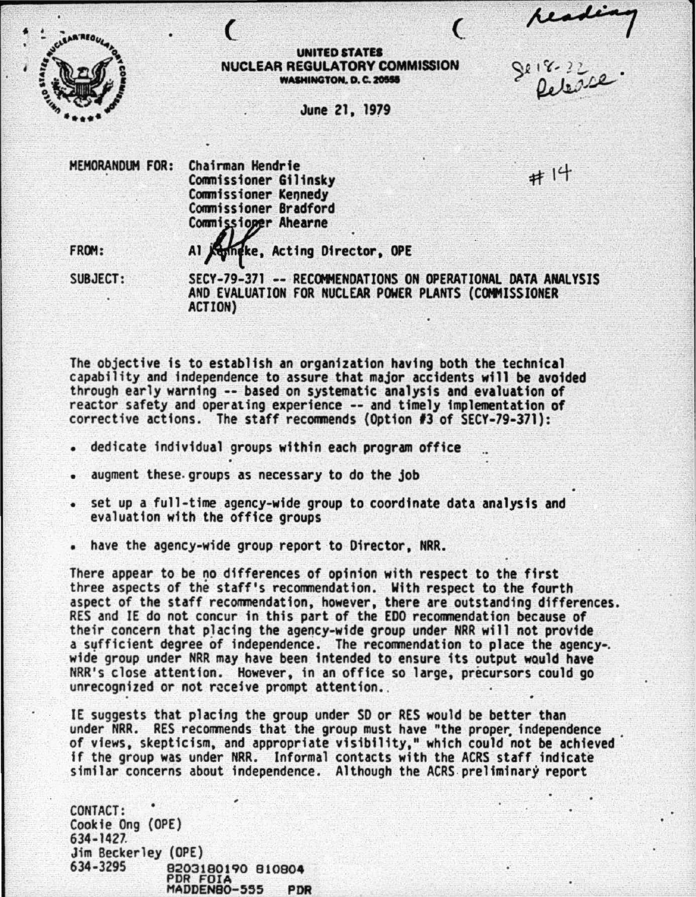UNITED STATES
NUCLEAR REGULATORY COMMISSION
WASHINGTON, D.C. 20555

Reading

SECY-79-371 Release.

June 21, 1979

#14

MEMORANDUM FOR: Chairman Hendrie
Commissioner Gilinsky
Commissioner Kennedy
Commissioner Bradford
Commissioner Ahearne

FROM: Al Kenneke, Acting Director, OPE

SUBJECT: SECY-79-371 -- RECOMMENDATIONS ON OPERATIONAL DATA ANALYSIS AND EVALUATION FOR NUCLEAR POWER PLANTS (COMMISSIONER ACTION)

The objective is to establish an organization having both the technical capability and independence to assure that major accidents will be avoided through early warning -- based on systematic analysis and evaluation of reactor safety and operating experience -- and timely implementation of corrective actions. The staff recommends (Option #3 of SECY-79-371):

- dedicate individual groups within each program office
- augment these groups as necessary to do the job
- set up a full-time agency-wide group to coordinate data analysis and evaluation with the office groups
- have the agency-wide group report to Director, NRR.

There appear to be no differences of opinion with respect to the first three aspects of the staff's recommendation. With respect to the fourth aspect of the staff recommendation, however, there are outstanding differences. RES and IE do not concur in this part of the EDO recommendation because of their concern that placing the agency-wide group under NRR will not provide a sufficient degree of independence. The recommendation to place the agency-wide group under NRR may have been intended to ensure its output would have NRR's close attention. However, in an office so large, precursors could go unrecognized or not receive prompt attention.

IE suggests that placing the group under SD or RES would be better than under NRR. RES recommends that the group must have "the proper independence of views, skepticism, and appropriate visibility," which could not be achieved if the group was under NRR. Informal contacts with the ACRS staff indicate similar concerns about independence. Although the ACRS preliminary report

CONTACT:
Cookie Ong (OPE)
634-1427
Jim Beckerley (OPE)
634-3295

8203180190 810804
PDR FOIA
MADDEN80-555 PDR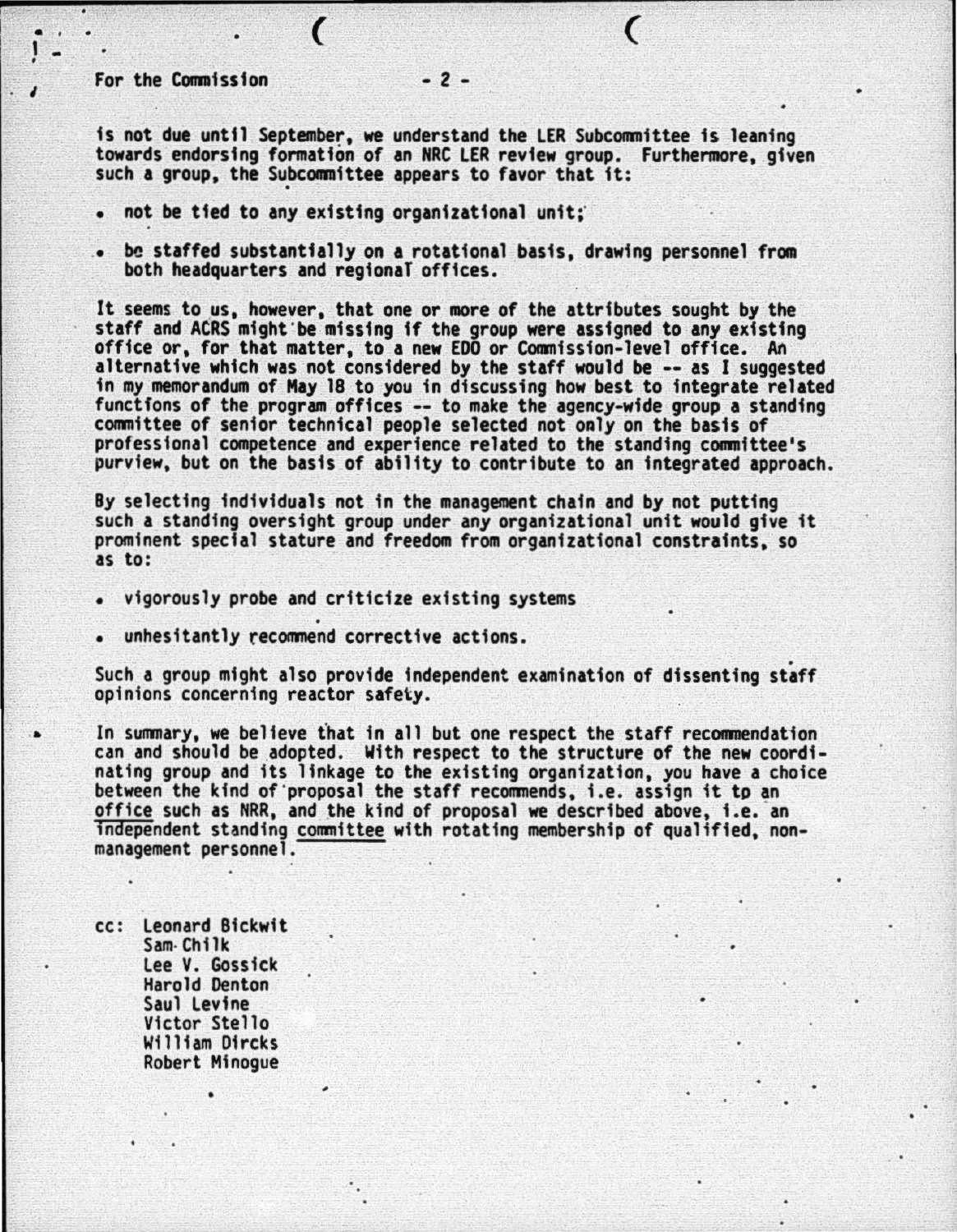is not due until September, we understand the LER Subcommittee is leaning towards endorsing formation of an NRC LER review group. Furthermore, given such a group, the Subcommittee appears to favor that it:

- not be tied to any existing organizational unit;
- be staffed substantially on a rotational basis, drawing personnel from both headquarters and regional offices.

It seems to us, however, that one or more of the attributes sought by the staff and ACRS might be missing if the group were assigned to any existing office or, for that matter, to a new EDO or Commission-level office. An alternative which was not considered by the staff would be -- as I suggested in my memorandum of May 18 to you in discussing how best to integrate related functions of the program offices -- to make the agency-wide group a standing committee of senior technical people selected not only on the basis of professional competence and experience related to the standing committee's purview, but on the basis of ability to contribute to an integrated approach.

By selecting individuals not in the management chain and by not putting such a standing oversight group under any organizational unit would give it prominent special stature and freedom from organizational constraints, so as to:

- vigorously probe and criticize existing systems
- unhesitantly recommend corrective actions.

Such a group might also provide independent examination of dissenting staff opinions concerning reactor safety.

In summary, we believe that in all but one respect the staff recommendation can and should be adopted. With respect to the structure of the new coordinating group and its linkage to the existing organization, you have a choice between the kind of proposal the staff recommends, i.e. assign it to an office such as NRR, and the kind of proposal we described above, i.e. an independent standing committee with rotating membership of qualified, non-management personnel.

cc: Leonard Bickwit
Sam Chilk
Lee V. Gossick
Harold Denton
Saul Levine
Victor Stello
William Dircks
Robert Minogue